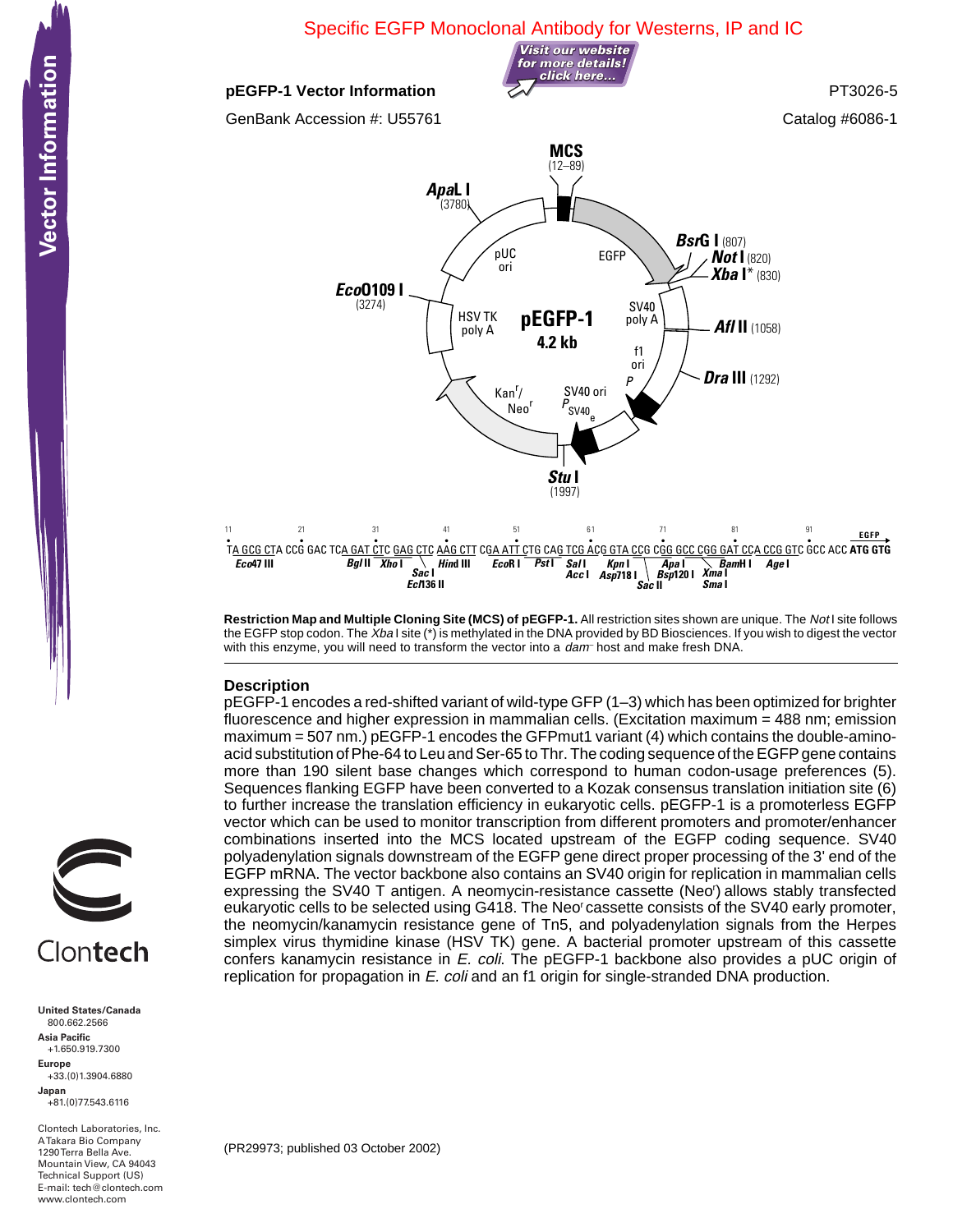Specific EGFP Monoclonal Antibody for Westerns, IP and IC

Visit our website for more details! click here...

**pEGFP-1 Vector Information**

PT3026-5

GenBank Accession #: U55761

Catalog #6086-1

MCS (12–89)

*Apa*L I (3780)

*Bsr*G I (807)

*Not* I (820)

*Xba* I* (830)

*Eco*0109 I (3274)

*Afl* II (1058)

*Dra* III (1292)

*Stu* I (1997)

pUC ori, EGFP, SV40 poly A, f1 ori, HSV TK poly A, **pEGFP-1 4.2 kb**, Kan[r]/Neo[r], SV40 ori, $P_{SV40\,e}$, P

```
11        21        31        41        51        61        71        81        91                 EGFP
TA GCG CTA CCG GAC TCA GAT CTC GAG CTC AAG CTT CGA ATT CTG CAG TCG ACG GTA CCG CGG GCC CGG GAT CCA CCG GTC GCC ACC ATG GTG
Eco47 III            Bgl II Xho I  Sac I Hind III  EcoR I  Pst I  Sal I  Kpn I    Apa I  BamH I  Age I
                                 Ecl136 II                   Acc I  Asp718 I Bsp120 I Xma I
                                                                            Sac II   Sma I
```

**Restriction Map and Multiple Cloning Site (MCS) of pEGFP-1.** All restriction sites shown are unique. The *Not* I site follows the EGFP stop codon. The *Xba* I site (*) is methylated in the DNA provided by BD Biosciences. If you wish to digest the vector with this enzyme, you will need to transform the vector into a *dam*⁻ host and make fresh DNA.

## Description

pEGFP-1 encodes a red-shifted variant of wild-type GFP (1–3) which has been optimized for brighter fluorescence and higher expression in mammalian cells. (Excitation maximum = 488 nm; emission maximum = 507 nm.) pEGFP-1 encodes the GFPmut1 variant (4) which contains the double-amino-acid substitution of Phe-64 to Leu and Ser-65 to Thr. The coding sequence of the EGFP gene contains more than 190 silent base changes which correspond to human codon-usage preferences (5). Sequences flanking EGFP have been converted to a Kozak consensus translation initiation site (6) to further increase the translation efficiency in eukaryotic cells. pEGFP-1 is a promoterless EGFP vector which can be used to monitor transcription from different promoters and promoter/enhancer combinations inserted into the MCS located upstream of the EGFP coding sequence. SV40 polyadenylation signals downstream of the EGFP gene direct proper processing of the 3' end of the EGFP mRNA. The vector backbone also contains an SV40 origin for replication in mammalian cells expressing the SV40 T antigen. A neomycin-resistance cassette (Neo[r]) allows stably transfected eukaryotic cells to be selected using G418. The Neo[r] cassette consists of the SV40 early promoter, the neomycin/kanamycin resistance gene of Tn5, and polyadenylation signals from the Herpes simplex virus thymidine kinase (HSV TK) gene. A bacterial promoter upstream of this cassette confers kanamycin resistance in *E. coli*. The pEGFP-1 backbone also provides a pUC origin of replication for propagation in *E. coli* and an f1 origin for single-stranded DNA production.

Vector Information

Clontech

**United States/Canada**
800.662.2566
**Asia Pacific**
+1.650.919.7300
**Europe**
+33.(0)1.3904.6880
**Japan**
+81.(0)77.543.6116

Clontech Laboratories, Inc.
A Takara Bio Company
1290 Terra Bella Ave.
Mountain View, CA 94043
Technical Support (US)
E-mail: tech@clontech.com
www.clontech.com

(PR29973; published 03 October 2002)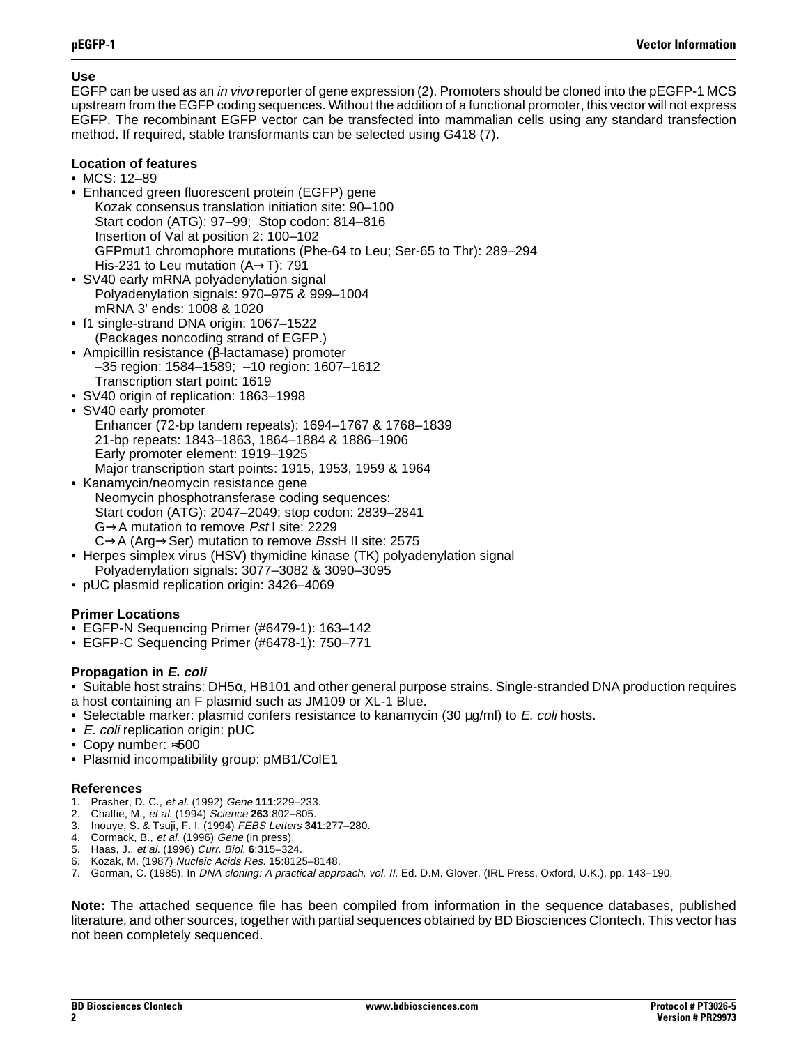## Use

EGFP can be used as an *in vivo* reporter of gene expression (2). Promoters should be cloned into the pEGFP-1 MCS upstream from the EGFP coding sequences. Without the addition of a functional promoter, this vector will not express EGFP. The recombinant EGFP vector can be transfected into mammalian cells using any standard transfection method. If required, stable transformants can be selected using G418 (7).

## Location of features

- MCS: 12–89
- Enhanced green fluorescent protein (EGFP) gene
  - Kozak consensus translation initiation site: 90–100
  - Start codon (ATG): 97–99; Stop codon: 814–816
  - Insertion of Val at position 2: 100–102
  - GFPmut1 chromophore mutations (Phe-64 to Leu; Ser-65 to Thr): 289–294
  - His-231 to Leu mutation (A→T): 791
- SV40 early mRNA polyadenylation signal
  - Polyadenylation signals: 970–975 & 999–1004
  - mRNA 3' ends: 1008 & 1020
- f1 single-strand DNA origin: 1067–1522
  - (Packages noncoding strand of EGFP.)
- Ampicillin resistance (β-lactamase) promoter
  - –35 region: 1584–1589; –10 region: 1607–1612
  - Transcription start point: 1619
- SV40 origin of replication: 1863–1998
- SV40 early promoter
  - Enhancer (72-bp tandem repeats): 1694–1767 & 1768–1839
  - 21-bp repeats: 1843–1863, 1864–1884 & 1886–1906
  - Early promoter element: 1919–1925
  - Major transcription start points: 1915, 1953, 1959 & 1964
- Kanamycin/neomycin resistance gene
  - Neomycin phosphotransferase coding sequences:
  - Start codon (ATG): 2047–2049; stop codon: 2839–2841
  - G→A mutation to remove *Pst* I site: 2229
  - C→A (Arg→Ser) mutation to remove *Bss*H II site: 2575
- Herpes simplex virus (HSV) thymidine kinase (TK) polyadenylation signal
  - Polyadenylation signals: 3077–3082 & 3090–3095
- pUC plasmid replication origin: 3426–4069

## Primer Locations

- EGFP-N Sequencing Primer (#6479-1): 163–142
- EGFP-C Sequencing Primer (#6478-1): 750–771

## Propagation in *E. coli*

- Suitable host strains: DH5α, HB101 and other general purpose strains. Single-stranded DNA production requires a host containing an F plasmid such as JM109 or XL-1 Blue.
- Selectable marker: plasmid confers resistance to kanamycin (30 µg/ml) to *E. coli* hosts.
- *E. coli* replication origin: pUC
- Copy number: ≈500
- Plasmid incompatibility group: pMB1/ColE1

## References

1. Prasher, D. C., *et al.* (1992) *Gene* **111**:229–233.
2. Chalfie, M., *et al.* (1994) *Science* **263**:802–805.
3. Inouye, S. & Tsuji, F. I. (1994) *FEBS Letters* **341**:277–280.
4. Cormack, B., *et al.* (1996) *Gene* (in press).
5. Haas, J., *et al.* (1996) *Curr. Biol.* **6**:315–324.
6. Kozak, M. (1987) *Nucleic Acids Res.* **15**:8125–8148.
7. Gorman, C. (1985). In *DNA cloning: A practical approach, vol. II.* Ed. D.M. Glover. (IRL Press, Oxford, U.K.), pp. 143–190.

**Note:** The attached sequence file has been compiled from information in the sequence databases, published literature, and other sources, together with partial sequences obtained by BD Biosciences Clontech. This vector has not been completely sequenced.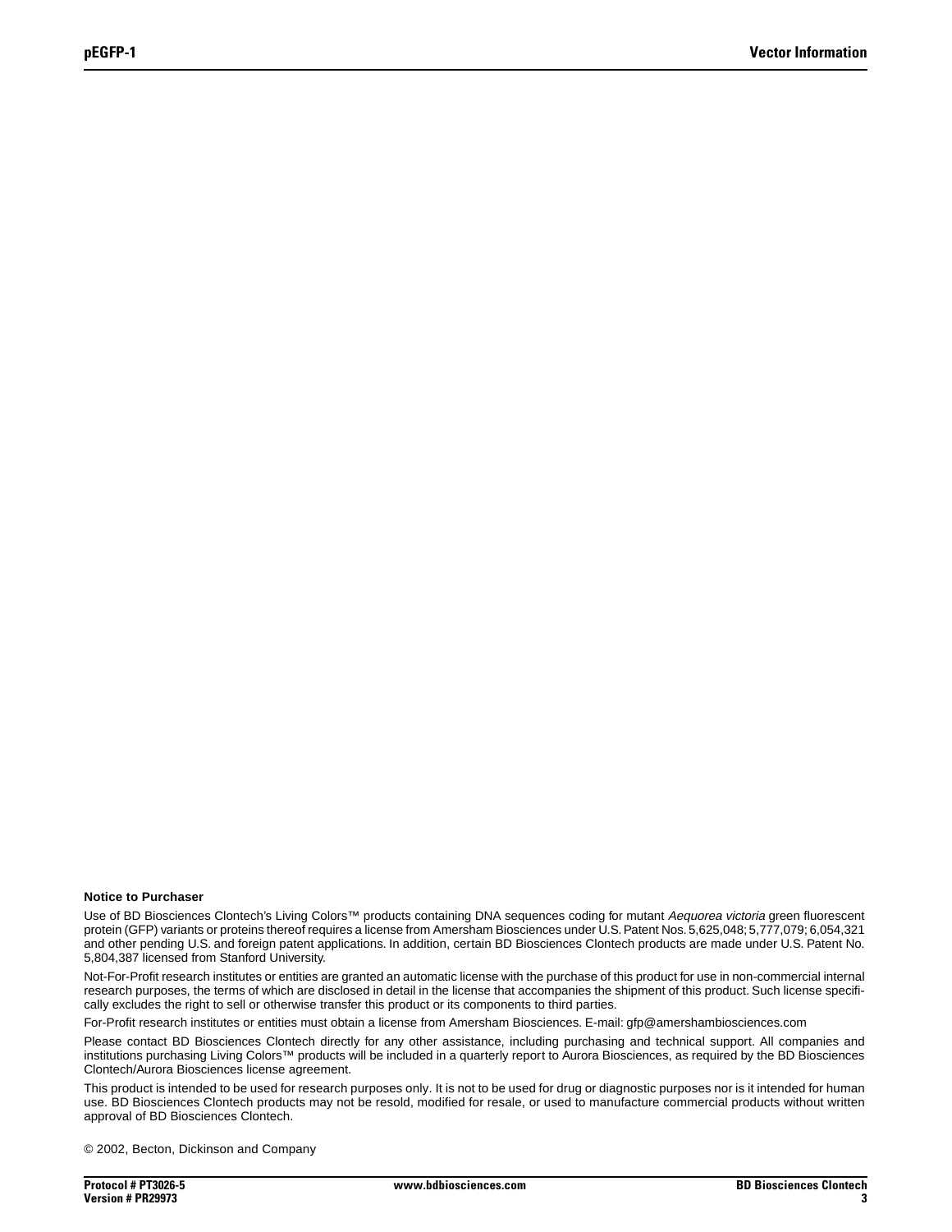**Notice to Purchaser**

Use of BD Biosciences Clontech's Living Colors™ products containing DNA sequences coding for mutant *Aequorea victoria* green fluorescent protein (GFP) variants or proteins thereof requires a license from Amersham Biosciences under U.S. Patent Nos. 5,625,048; 5,777,079; 6,054,321 and other pending U.S. and foreign patent applications. In addition, certain BD Biosciences Clontech products are made under U.S. Patent No. 5,804,387 licensed from Stanford University.

Not-For-Profit research institutes or entities are granted an automatic license with the purchase of this product for use in non-commercial internal research purposes, the terms of which are disclosed in detail in the license that accompanies the shipment of this product. Such license specifically excludes the right to sell or otherwise transfer this product or its components to third parties.

For-Profit research institutes or entities must obtain a license from Amersham Biosciences. E-mail: gfp@amershambiosciences.com

Please contact BD Biosciences Clontech directly for any other assistance, including purchasing and technical support. All companies and institutions purchasing Living Colors™ products will be included in a quarterly report to Aurora Biosciences, as required by the BD Biosciences Clontech/Aurora Biosciences license agreement.

This product is intended to be used for research purposes only. It is not to be used for drug or diagnostic purposes nor is it intended for human use. BD Biosciences Clontech products may not be resold, modified for resale, or used to manufacture commercial products without written approval of BD Biosciences Clontech.

© 2002, Becton, Dickinson and Company